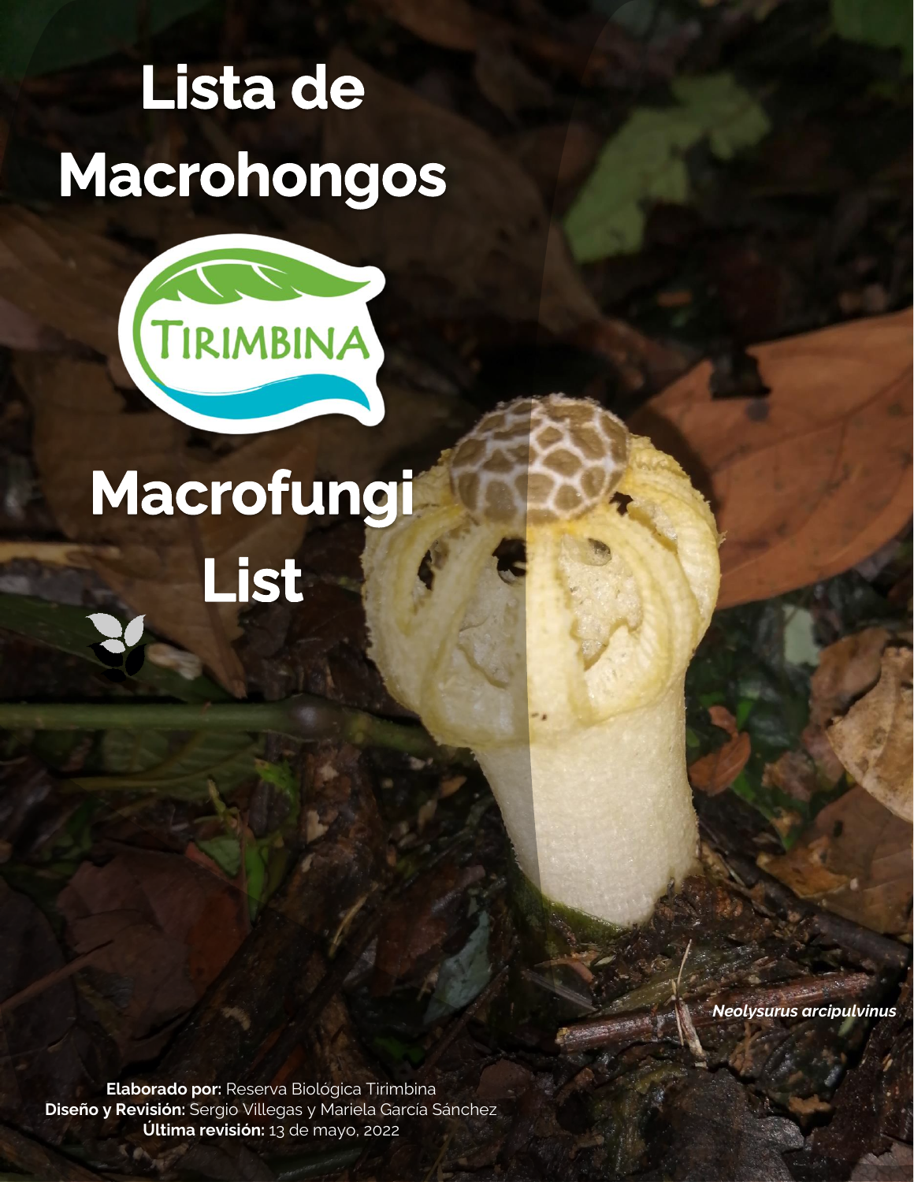# Lista de Macrohongos

TIRIMBINA

# Macrofungi List

*Neolysurus arcipulvinus*

**Elaborado por:** Reserva Biológica Tirimbina
**Diseño y Revisión:** Sergio Villegas y Mariela García Sánchez
**Última revisión:** 13 de mayo, 2022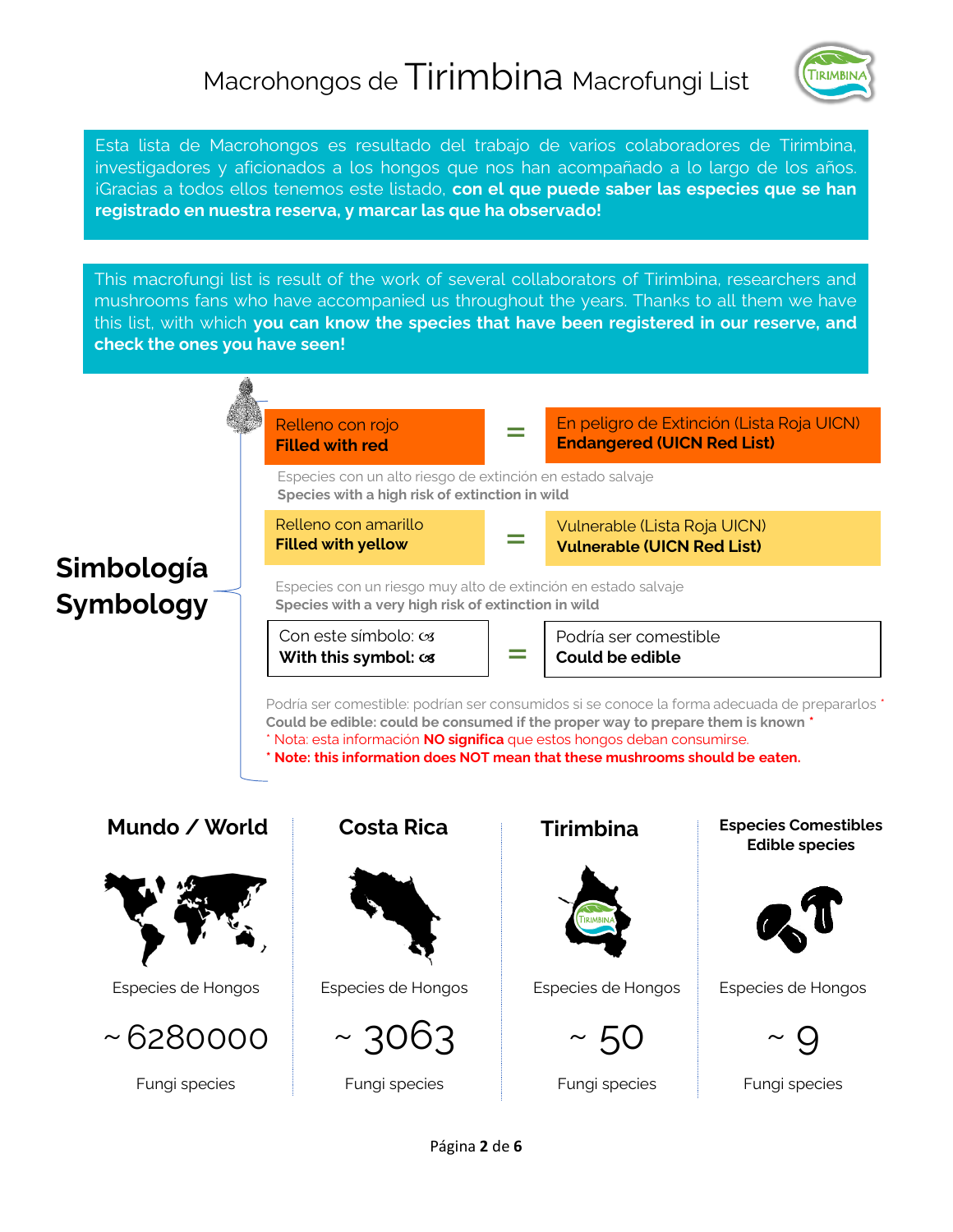# Macrohongos de Tirimbina Macrofungi List

Esta lista de Macrohongos es resultado del trabajo de varios colaboradores de Tirimbina, investigadores y aficionados a los hongos que nos han acompañado a lo largo de los años. ¡Gracias a todos ellos tenemos este listado, **con el que puede saber las especies que se han registrado en nuestra reserva, y marcar las que ha observado!**

This macrofungi list is result of the work of several collaborators of Tirimbina, researchers and mushrooms fans who have accompanied us throughout the years. Thanks to all them we have this list, with which **you can know the species that have been registered in our reserve, and check the ones you have seen!**

## Simbología / Symbology

| Símbolo / Symbol | | Significado / Meaning |
|---|---|---|
| Relleno con rojo<br>**Filled with red** | = | En peligro de Extinción (Lista Roja UICN)<br>**Endangered (UICN Red List)** |

Especies con un alto riesgo de extinción en estado salvaje
**Species with a high risk of extinction in wild**

| Símbolo / Symbol | | Significado / Meaning |
|---|---|---|
| Relleno con amarillo<br>**Filled with yellow** | = | Vulnerable (Lista Roja UICN)<br>**Vulnerable (UICN Red List)** |

Especies con un riesgo muy alto de extinción en estado salvaje
**Species with a very high risk of extinction in wild**

| Símbolo / Symbol | | Significado / Meaning |
|---|---|---|
| Con este símbolo: ☙<br>**With this symbol: ☙** | = | Podría ser comestible<br>**Could be edible** |

Podría ser comestible: podrían ser consumidos si se conoce la forma adecuada de prepararlos *
**Could be edible: could be consumed if the proper way to prepare them is known** *

\* Nota: esta información **NO significa** que estos hongos deban consumirse.
**\* Note: this information does NOT mean that these mushrooms should be eaten.**

| Mundo / World | Costa Rica | Tirimbina | Especies Comestibles / Edible species |
|---|---|---|---|
| Especies de Hongos | Especies de Hongos | Especies de Hongos | Especies de Hongos |
| ~ 6280000 | ~ 3063 | ~ 50 | ~ 9 |
| Fungi species | Fungi species | Fungi species | Fungi species |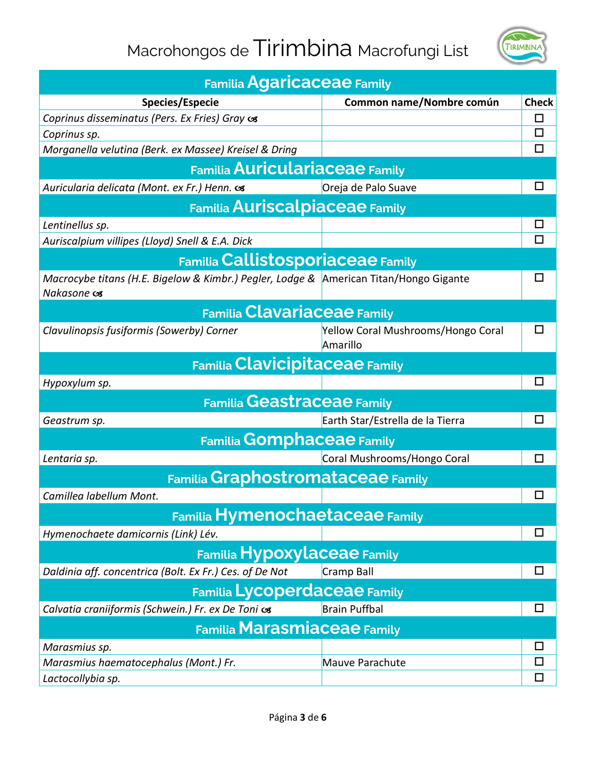# Macrohongos de Tirimbina Macrofungi List

| Species/Especie | Common name/Nombre común | Check |
|---|---|---|
| **Familia Agaricaceae Family** | | |
| *Coprinus disseminatus (Pers. Ex Fries) Gray* ☙ | | ☐ |
| *Coprinus sp.* | | ☐ |
| *Morganella velutina (Berk. ex Massee) Kreisel & Dring* | | ☐ |
| **Familia Auriculariaceae Family** | | |
| *Auricularia delicata (Mont. ex Fr.) Henn.* ☙ | Oreja de Palo Suave | ☐ |
| **Familia Auriscalpiaceae Family** | | |
| *Lentinellus sp.* | | ☐ |
| *Auriscalpium villipes (Lloyd) Snell & E.A. Dick* | | ☐ |
| **Familia Callistosporiaceae Family** | | |
| *Macrocybe titans (H.E. Bigelow & Kimbr.) Pegler, Lodge & Nakasone* ☙ | American Titan/Hongo Gigante | ☐ |
| **Familia Clavariaceae Family** | | |
| *Clavulinopsis fusiformis (Sowerby) Corner* | Yellow Coral Mushrooms/Hongo Coral Amarillo | ☐ |
| **Familia Clavicipitaceae Family** | | |
| *Hypoxylum sp.* | | ☐ |
| **Familia Geastraceae Family** | | |
| *Geastrum sp.* | Earth Star/Estrella de la Tierra | ☐ |
| **Familia Gomphaceae Family** | | |
| *Lentaria sp.* | Coral Mushrooms/Hongo Coral | ☐ |
| **Familia Graphostromataceae Family** | | |
| *Camillea labellum Mont.* | | ☐ |
| **Familia Hymenochaetaceae Family** | | |
| *Hymenochaete damicornis (Link) Lév.* | | ☐ |
| **Familia Hypoxylaceae Family** | | |
| *Daldinia aff. concentrica (Bolt. Ex Fr.) Ces. of De Not* | Cramp Ball | ☐ |
| **Familia Lycoperdaceae Family** | | |
| *Calvatia craniiformis (Schwein.) Fr. ex De Toni* ☙ | Brain Puffbal | ☐ |
| **Familia Marasmiaceae Family** | | |
| *Marasmius sp.* | | ☐ |
| *Marasmius haematocephalus (Mont.) Fr.* | Mauve Parachute | ☐ |
| *Lactocollybia sp.* | | ☐ |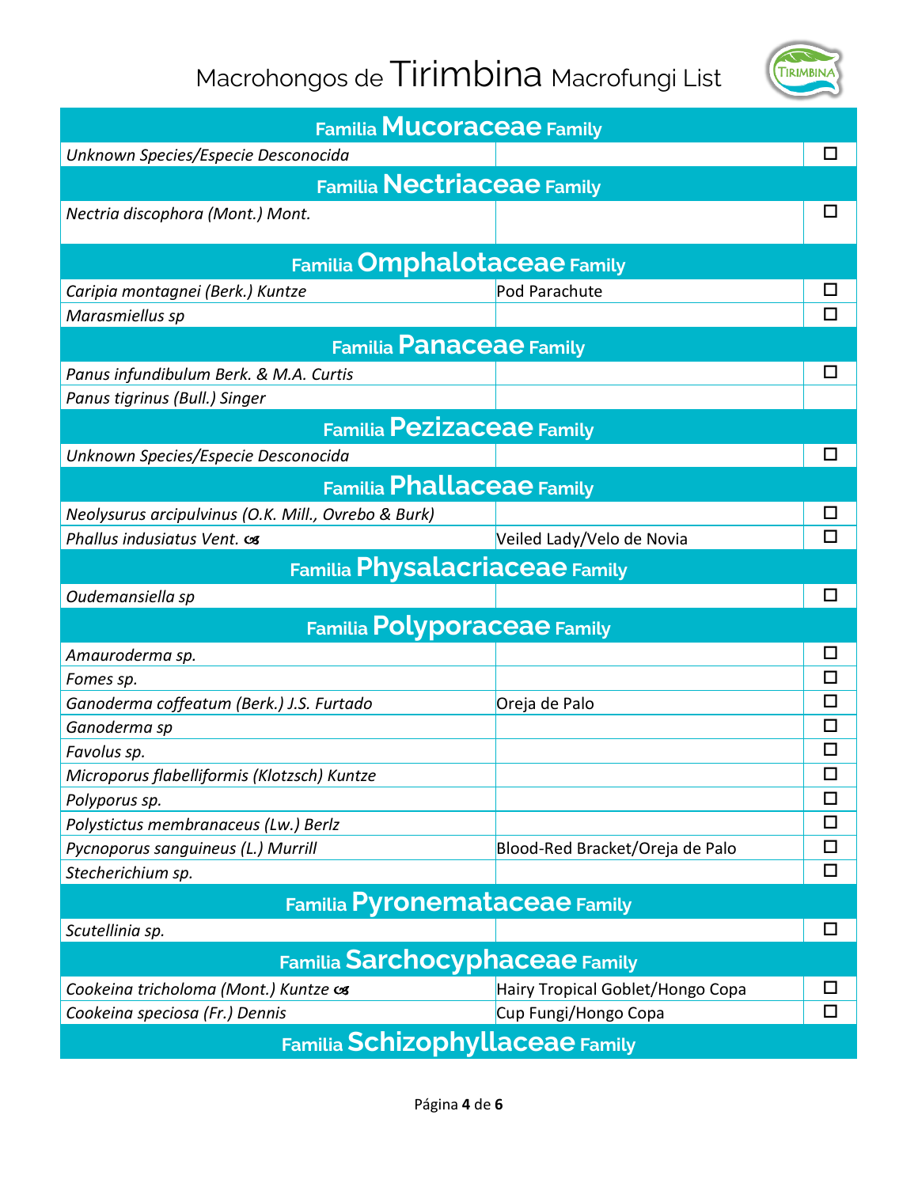# Macrohongos de Tirimbina Macrofungi List

| Familia Mucoraceae Family | | |
|---|---|---|
| *Unknown Species/Especie Desconocida* | | ☐ |
| **Familia Nectriaceae Family** | | |
| *Nectria discophora (Mont.) Mont.* | | ☐ |
| **Familia Omphalotaceae Family** | | |
| *Caripia montagnei (Berk.) Kuntze* | Pod Parachute | ☐ |
| *Marasmiellus sp* | | ☐ |
| **Familia Panaceae Family** | | |
| *Panus infundibulum Berk. & M.A. Curtis* | | ☐ |
| *Panus tigrinus (Bull.) Singer* | | |
| **Familia Pezizaceae Family** | | |
| *Unknown Species/Especie Desconocida* | | ☐ |
| **Familia Phallaceae Family** | | |
| *Neolysurus arcipulvinus (O.K. Mill., Ovrebo & Burk)* | | ☐ |
| *Phallus indusiatus Vent.* ☙ | Veiled Lady/Velo de Novia | ☐ |
| **Familia Physalacriaceae Family** | | |
| *Oudemansiella sp* | | ☐ |
| **Familia Polyporaceae Family** | | |
| *Amauroderma sp.* | | ☐ |
| *Fomes sp.* | | ☐ |
| *Ganoderma coffeatum (Berk.) J.S. Furtado* | Oreja de Palo | ☐ |
| *Ganoderma sp* | | ☐ |
| *Favolus sp.* | | ☐ |
| *Microporus flabelliformis (Klotzsch) Kuntze* | | ☐ |
| *Polyporus sp.* | | ☐ |
| *Polystictus membranaceus (Lw.) Berlz* | | ☐ |
| *Pycnoporus sanguineus (L.) Murrill* | Blood-Red Bracket/Oreja de Palo | ☐ |
| *Stecherichium sp.* | | ☐ |
| **Familia Pyronemataceae Family** | | |
| *Scutellinia sp.* | | ☐ |
| **Familia Sarchocyphaceae Family** | | |
| *Cookeina tricholoma (Mont.) Kuntze* ☙ | Hairy Tropical Goblet/Hongo Copa | ☐ |
| *Cookeina speciosa (Fr.) Dennis* | Cup Fungi/Hongo Copa | ☐ |
| **Familia Schizophyllaceae Family** | | |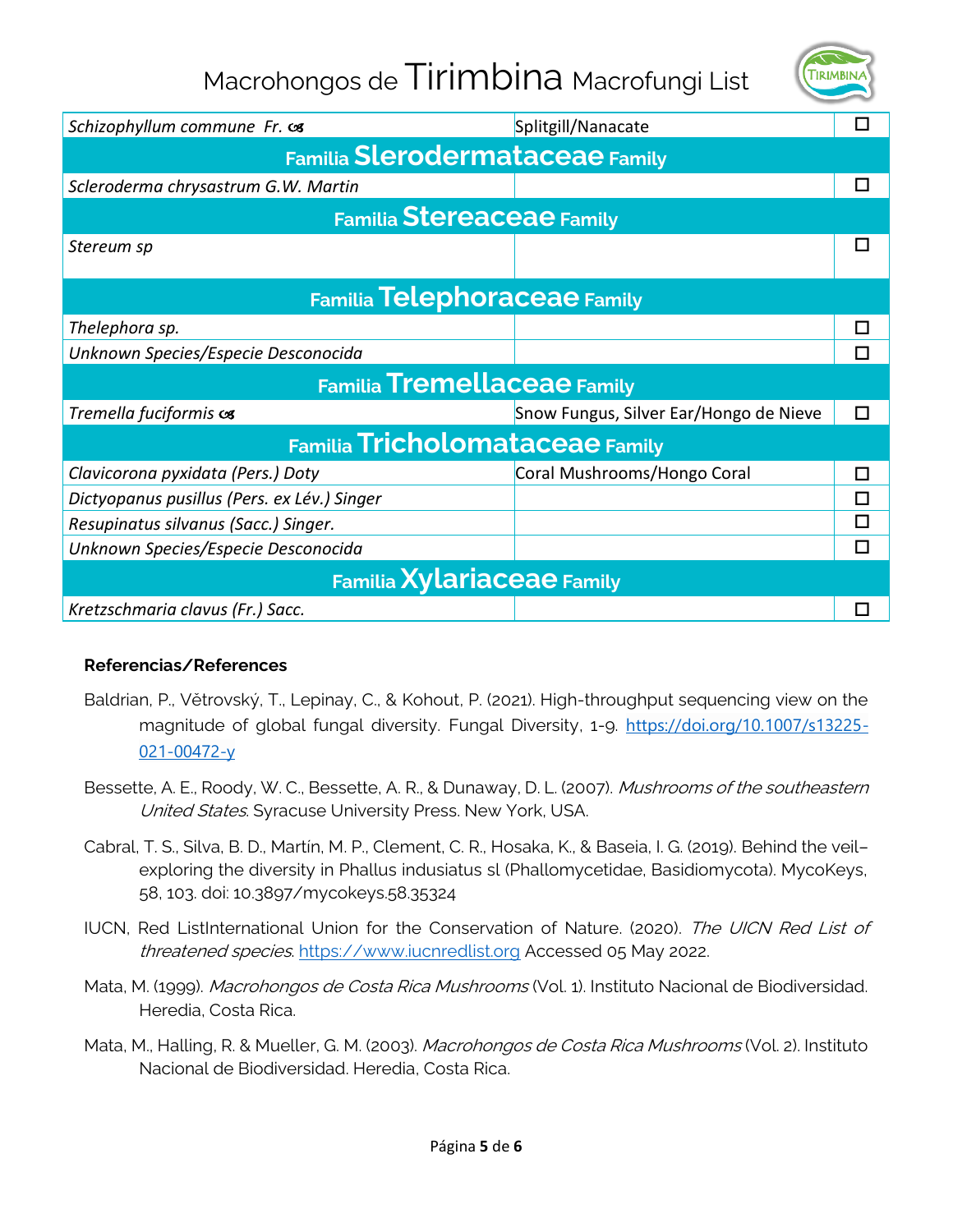| | | |
|---|---|---|
| *Schizophyllum commune Fr.* ☙ | Splitgill/Nanacate | ☐ |
| **Familia Slerodermataceae Family** | | |
| *Scleroderma chrysastrum G.W. Martin* | | ☐ |
| **Familia Stereaceae Family** | | |
| *Stereum sp* | | ☐ |
| **Familia Telephoraceae Family** | | |
| *Thelephora sp.* | | ☐ |
| *Unknown Species/Especie Desconocida* | | ☐ |
| **Familia Tremellaceae Family** | | |
| *Tremella fuciformis* ☙ | Snow Fungus, Silver Ear/Hongo de Nieve | ☐ |
| **Familia Tricholomataceae Family** | | |
| *Clavicorona pyxidata (Pers.) Doty* | Coral Mushrooms/Hongo Coral | ☐ |
| *Dictyopanus pusillus (Pers. ex Lév.) Singer* | | ☐ |
| *Resupinatus silvanus (Sacc.) Singer.* | | ☐ |
| *Unknown Species/Especie Desconocida* | | ☐ |
| **Familia Xylariaceae Family** | | |
| *Kretzschmaria clavus (Fr.) Sacc.* | | ☐ |

**Referencias/References**

Baldrian, P., Větrovský, T., Lepinay, C., & Kohout, P. (2021). High-throughput sequencing view on the magnitude of global fungal diversity. Fungal Diversity, 1-9. https://doi.org/10.1007/s13225-021-00472-y

Bessette, A. E., Roody, W. C., Bessette, A. R., & Dunaway, D. L. (2007). *Mushrooms of the southeastern United States*. Syracuse University Press. New York, USA.

Cabral, T. S., Silva, B. D., Martín, M. P., Clement, C. R., Hosaka, K., & Baseia, I. G. (2019). Behind the veil–exploring the diversity in Phallus indusiatus sl (Phallomycetidae, Basidiomycota). MycoKeys, 58, 103. doi: 10.3897/mycokeys.58.35324

IUCN, Red ListInternational Union for the Conservation of Nature. (2020). *The UICN Red List of threatened species*. https://www.iucnredlist.org Accessed 05 May 2022.

Mata, M. (1999). *Macrohongos de Costa Rica Mushrooms* (Vol. 1). Instituto Nacional de Biodiversidad. Heredia, Costa Rica.

Mata, M., Halling, R. & Mueller, G. M. (2003). *Macrohongos de Costa Rica Mushrooms* (Vol. 2). Instituto Nacional de Biodiversidad. Heredia, Costa Rica.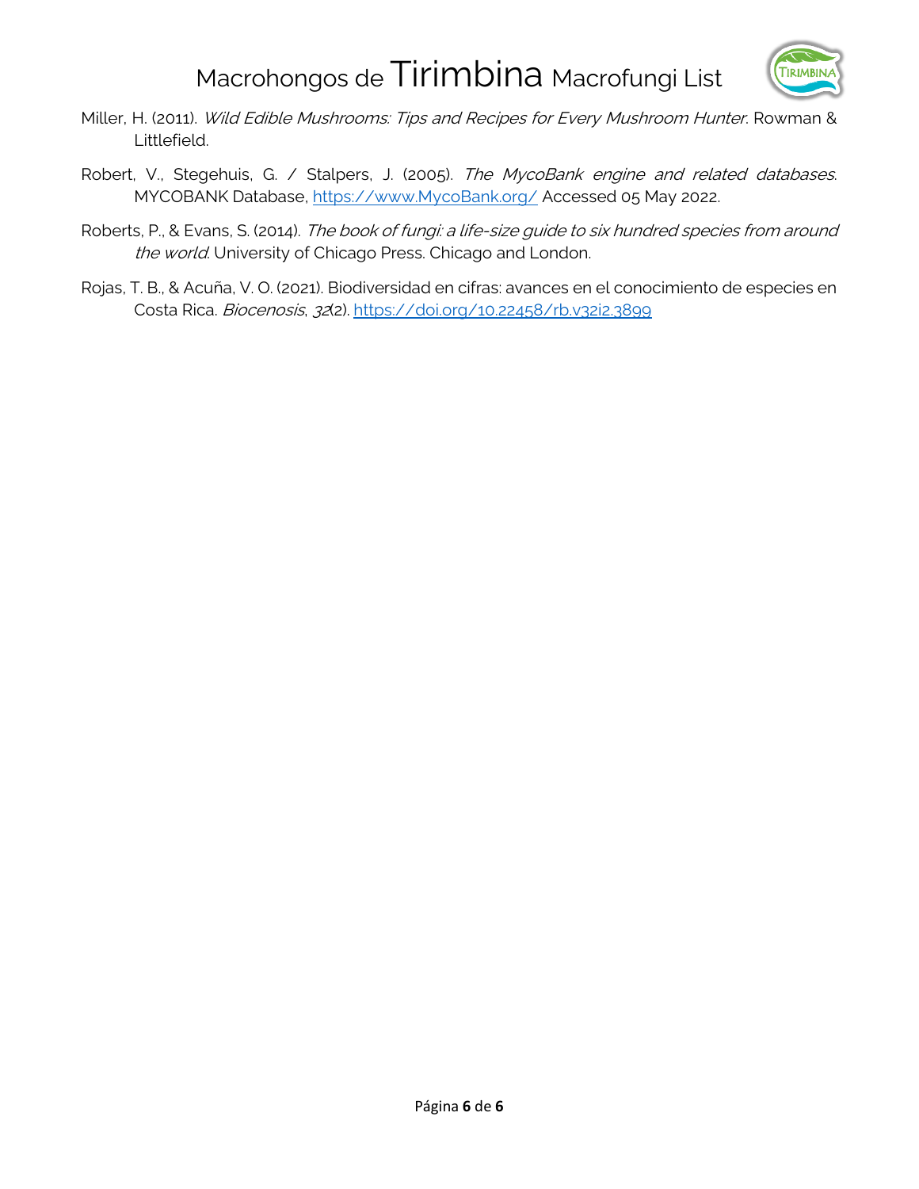Miller, H. (2011). *Wild Edible Mushrooms: Tips and Recipes for Every Mushroom Hunter*. Rowman & Littlefield.

Robert, V., Stegehuis, G. / Stalpers, J. (2005). *The MycoBank engine and related databases*. MYCOBANK Database, https://www.MycoBank.org/ Accessed 05 May 2022.

Roberts, P., & Evans, S. (2014). *The book of fungi: a life-size guide to six hundred species from around the world*. University of Chicago Press. Chicago and London.

Rojas, T. B., & Acuña, V. O. (2021). Biodiversidad en cifras: avances en el conocimiento de especies en Costa Rica. *Biocenosis*, *32*(2). https://doi.org/10.22458/rb.v32i2.3899